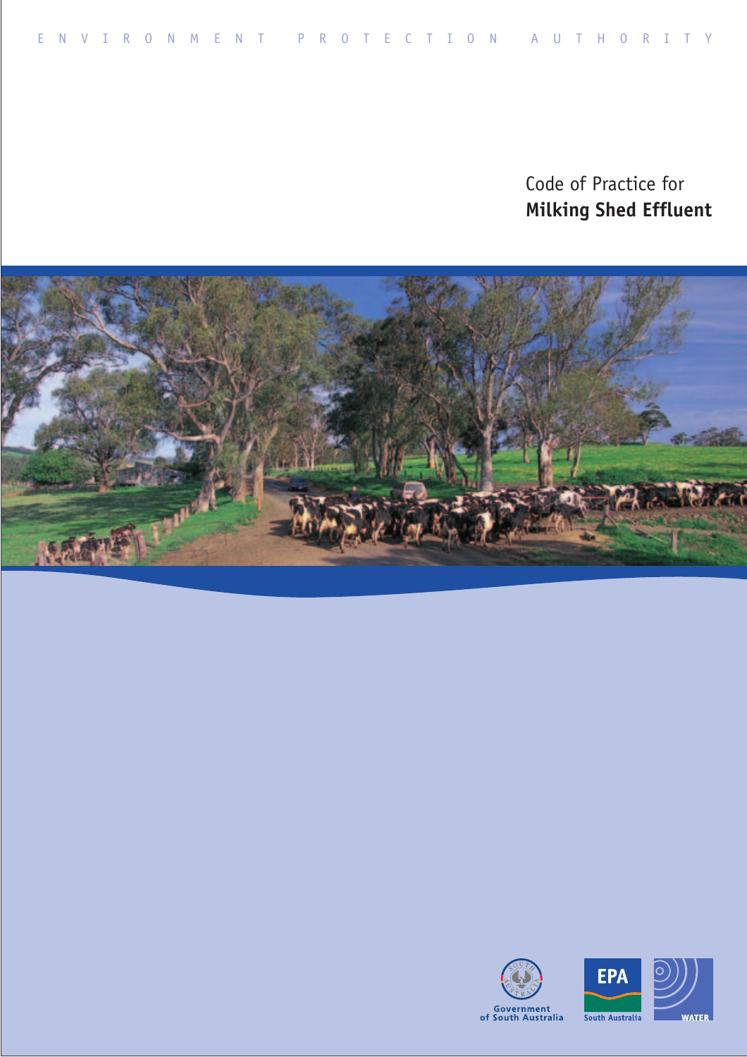ENVIRONMENT PROTECTION AUTHORITY

# Code of Practice for **Milking Shed Effluent**

Government of South Australia

EPA South Australia

WATER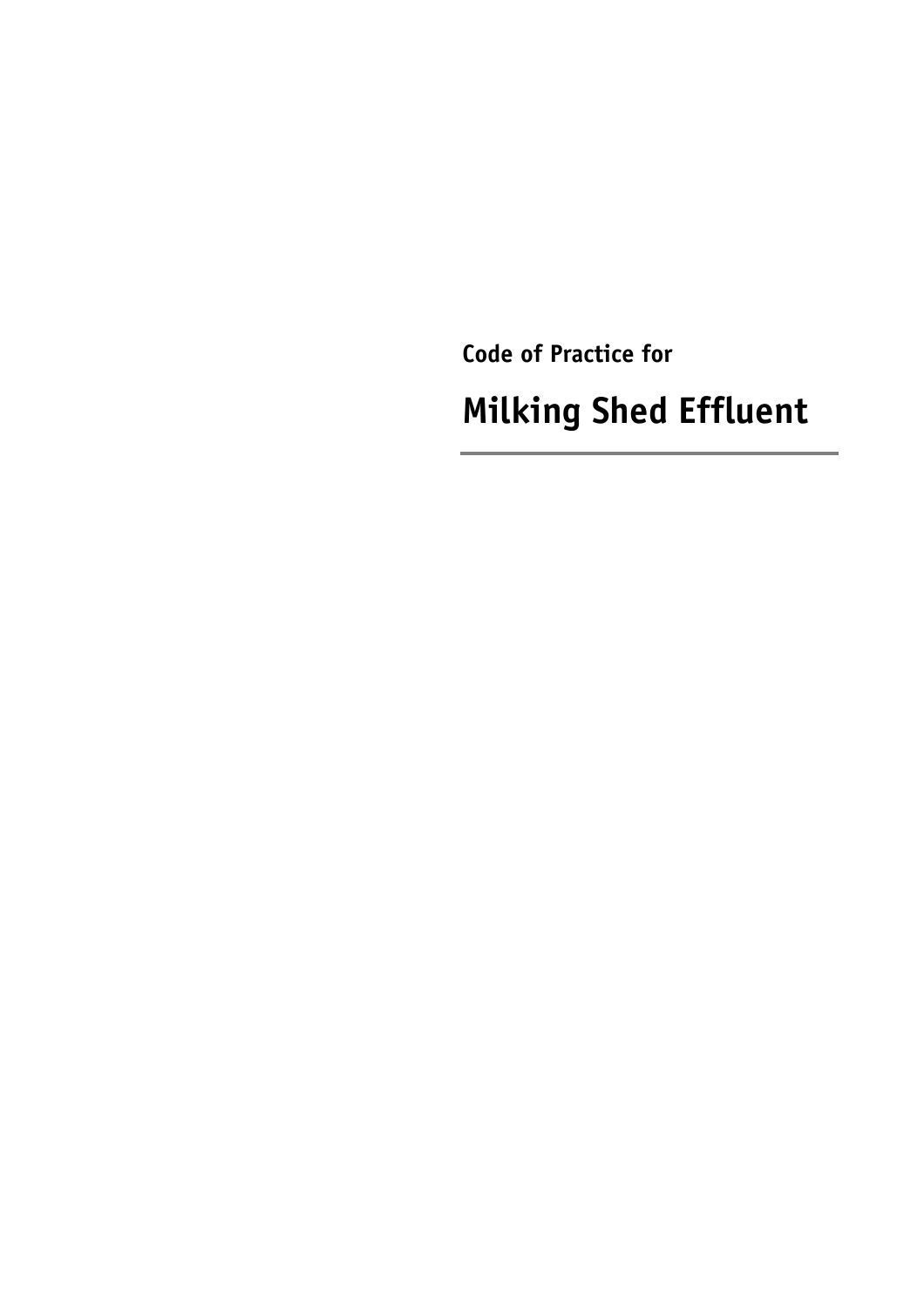**Code of Practice for**

# Milking Shed Effluent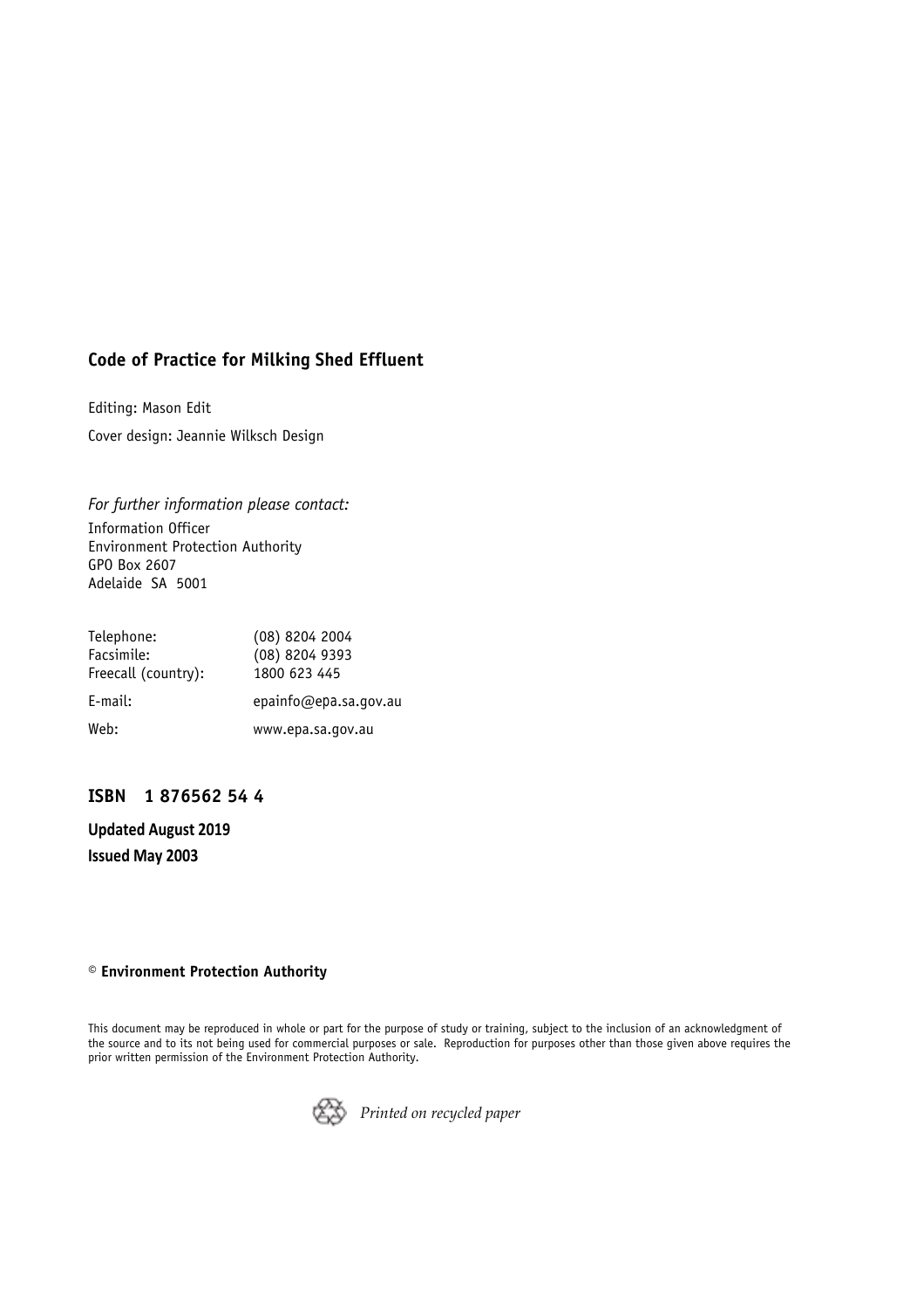**Code of Practice for Milking Shed Effluent**

Editing: Mason Edit

Cover design: Jeannie Wilksch Design

*For further information please contact:*

Information Officer
Environment Protection Authority
GPO Box 2607
Adelaide SA 5001

| | |
|---|---|
| Telephone: | (08) 8204 2004 |
| Facsimile: | (08) 8204 9393 |
| Freecall (country): | 1800 623 445 |
| E-mail: | epainfo@epa.sa.gov.au |
| Web: | www.epa.sa.gov.au |

**ISBN 1 876562 54 4**

**Updated August 2019**

**Issued May 2003**

© **Environment Protection Authority**

This document may be reproduced in whole or part for the purpose of study or training, subject to the inclusion of an acknowledgment of the source and to its not being used for commercial purposes or sale. Reproduction for purposes other than those given above requires the prior written permission of the Environment Protection Authority.

*Printed on recycled paper*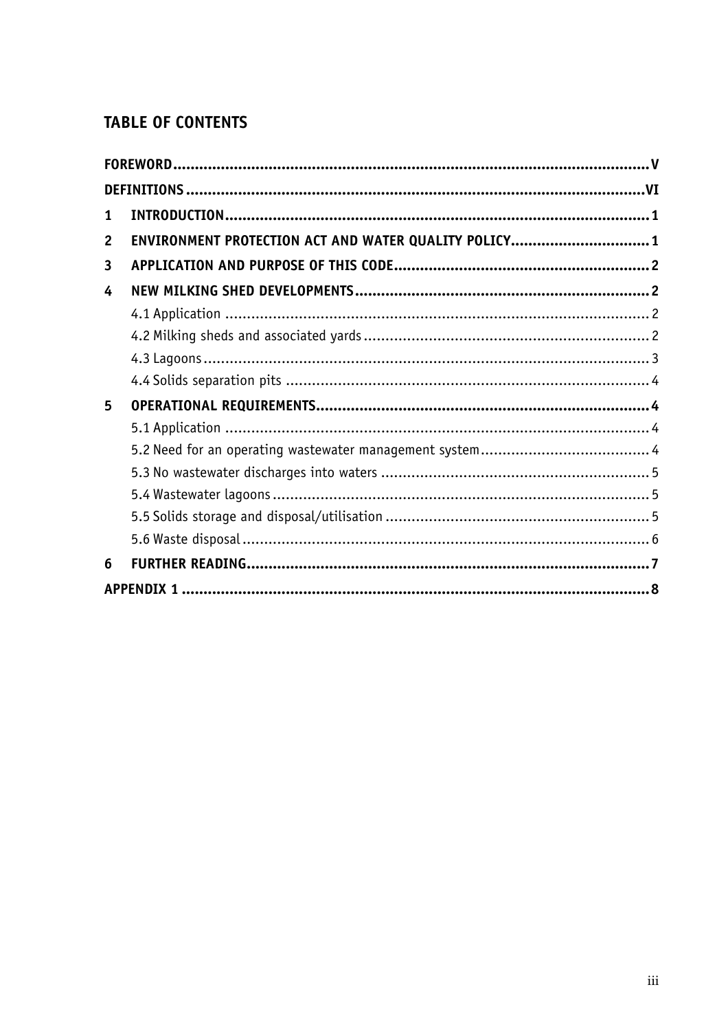## TABLE OF CONTENTS

**FOREWORD** .......... **V**

**DEFINITIONS** .......... **VI**

**1 INTRODUCTION** .......... **1**

**2 ENVIRONMENT PROTECTION ACT AND WATER QUALITY POLICY** .......... **1**

**3 APPLICATION AND PURPOSE OF THIS CODE** .......... **2**

**4 NEW MILKING SHED DEVELOPMENTS** .......... **2**

- 4.1 Application .......... 2
- 4.2 Milking sheds and associated yards .......... 2
- 4.3 Lagoons .......... 3
- 4.4 Solids separation pits .......... 4

**5 OPERATIONAL REQUIREMENTS** .......... **4**

- 5.1 Application .......... 4
- 5.2 Need for an operating wastewater management system .......... 4
- 5.3 No wastewater discharges into waters .......... 5
- 5.4 Wastewater lagoons .......... 5
- 5.5 Solids storage and disposal/utilisation .......... 5
- 5.6 Waste disposal .......... 6

**6 FURTHER READING** .......... **7**

**APPENDIX 1** .......... **8**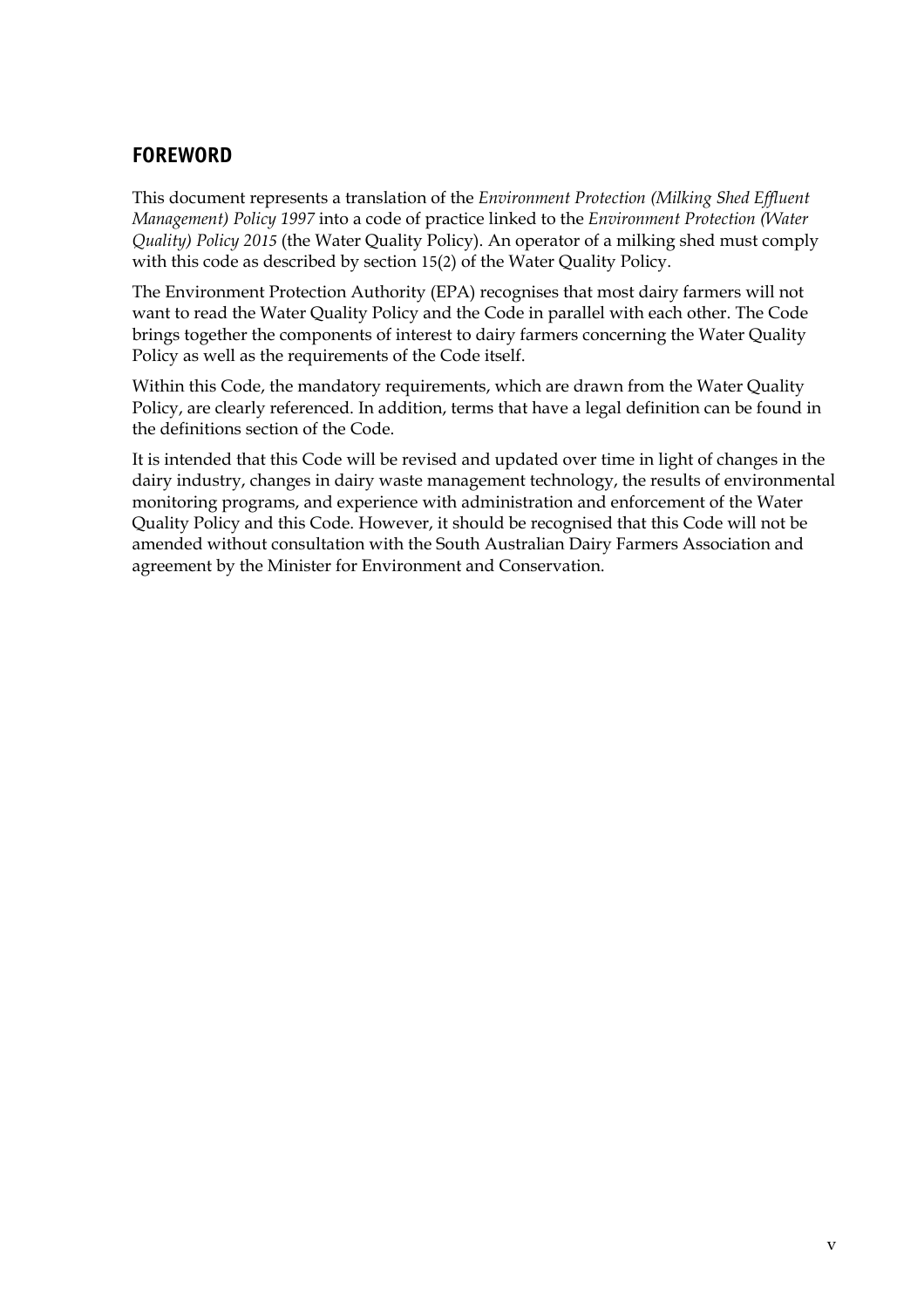## FOREWORD

This document represents a translation of the *Environment Protection (Milking Shed Effluent Management) Policy 1997* into a code of practice linked to the *Environment Protection (Water Quality) Policy 2015* (the Water Quality Policy). An operator of a milking shed must comply with this code as described by section 15(2) of the Water Quality Policy.

The Environment Protection Authority (EPA) recognises that most dairy farmers will not want to read the Water Quality Policy and the Code in parallel with each other. The Code brings together the components of interest to dairy farmers concerning the Water Quality Policy as well as the requirements of the Code itself.

Within this Code, the mandatory requirements, which are drawn from the Water Quality Policy, are clearly referenced. In addition, terms that have a legal definition can be found in the definitions section of the Code.

It is intended that this Code will be revised and updated over time in light of changes in the dairy industry, changes in dairy waste management technology, the results of environmental monitoring programs, and experience with administration and enforcement of the Water Quality Policy and this Code. However, it should be recognised that this Code will not be amended without consultation with the South Australian Dairy Farmers Association and agreement by the Minister for Environment and Conservation.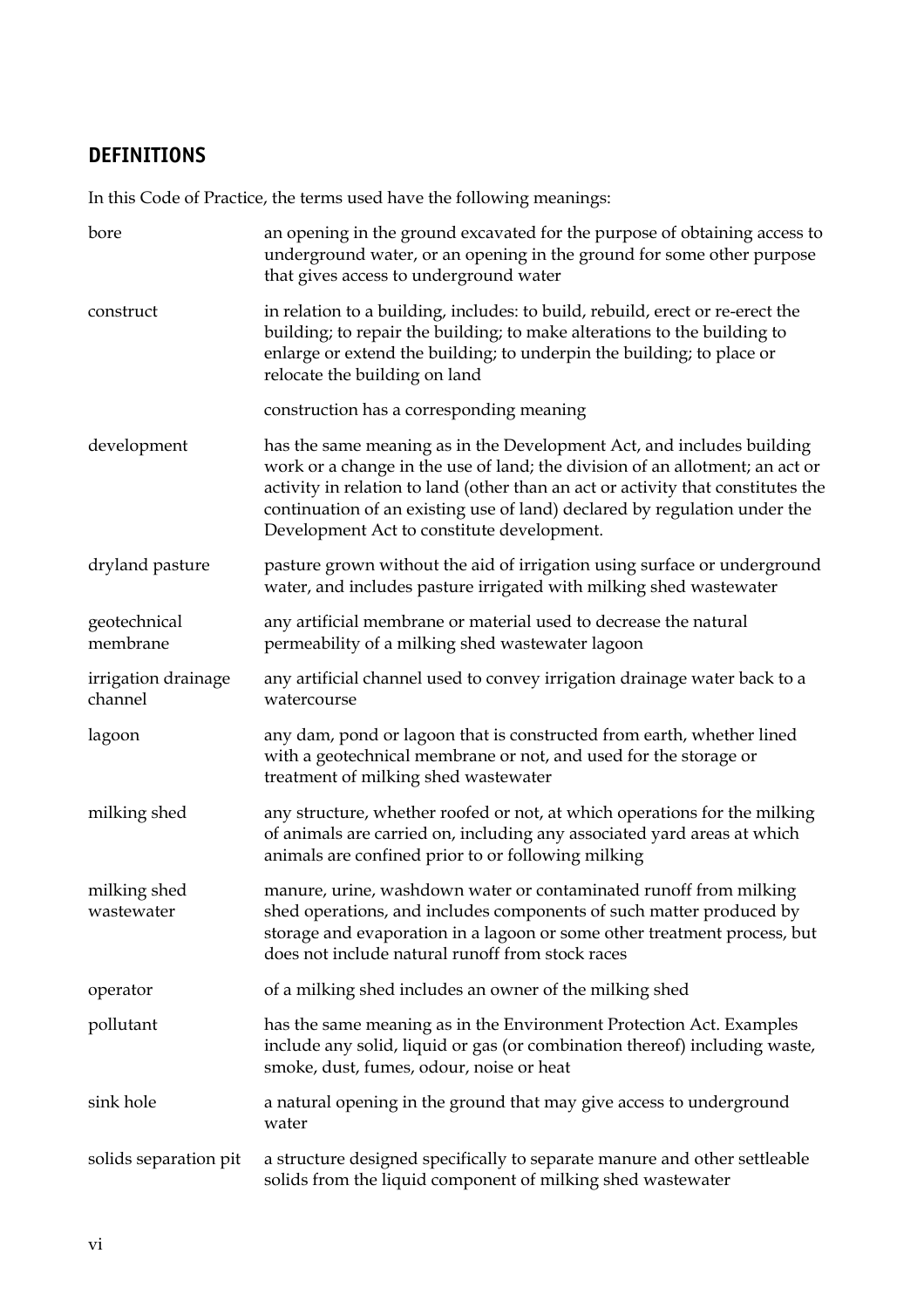## DEFINITIONS

In this Code of Practice, the terms used have the following meanings:

| | |
|---|---|
| bore | an opening in the ground excavated for the purpose of obtaining access to underground water, or an opening in the ground for some other purpose that gives access to underground water |
| construct | in relation to a building, includes: to build, rebuild, erect or re-erect the building; to repair the building; to make alterations to the building to enlarge or extend the building; to underpin the building; to place or relocate the building on land<br><br>construction has a corresponding meaning |
| development | has the same meaning as in the Development Act, and includes building work or a change in the use of land; the division of an allotment; an act or activity in relation to land (other than an act or activity that constitutes the continuation of an existing use of land) declared by regulation under the Development Act to constitute development. |
| dryland pasture | pasture grown without the aid of irrigation using surface or underground water, and includes pasture irrigated with milking shed wastewater |
| geotechnical membrane | any artificial membrane or material used to decrease the natural permeability of a milking shed wastewater lagoon |
| irrigation drainage channel | any artificial channel used to convey irrigation drainage water back to a watercourse |
| lagoon | any dam, pond or lagoon that is constructed from earth, whether lined with a geotechnical membrane or not, and used for the storage or treatment of milking shed wastewater |
| milking shed | any structure, whether roofed or not, at which operations for the milking of animals are carried on, including any associated yard areas at which animals are confined prior to or following milking |
| milking shed wastewater | manure, urine, washdown water or contaminated runoff from milking shed operations, and includes components of such matter produced by storage and evaporation in a lagoon or some other treatment process, but does not include natural runoff from stock races |
| operator | of a milking shed includes an owner of the milking shed |
| pollutant | has the same meaning as in the Environment Protection Act. Examples include any solid, liquid or gas (or combination thereof) including waste, smoke, dust, fumes, odour, noise or heat |
| sink hole | a natural opening in the ground that may give access to underground water |
| solids separation pit | a structure designed specifically to separate manure and other settleable solids from the liquid component of milking shed wastewater |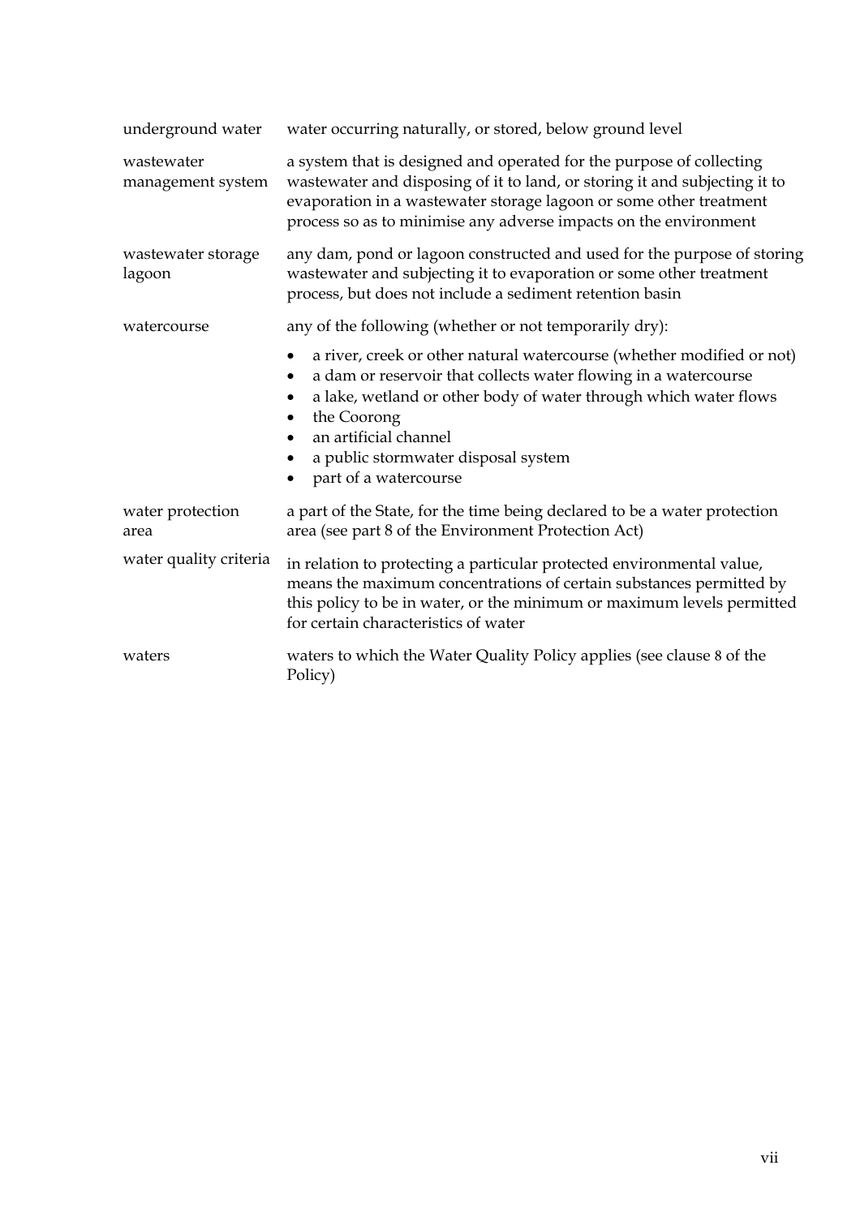| | |
|---|---|
| underground water | water occurring naturally, or stored, below ground level |
| wastewater management system | a system that is designed and operated for the purpose of collecting wastewater and disposing of it to land, or storing it and subjecting it to evaporation in a wastewater storage lagoon or some other treatment process so as to minimise any adverse impacts on the environment |
| wastewater storage lagoon | any dam, pond or lagoon constructed and used for the purpose of storing wastewater and subjecting it to evaporation or some other treatment process, but does not include a sediment retention basin |
| watercourse | any of the following (whether or not temporarily dry):<br>• a river, creek or other natural watercourse (whether modified or not)<br>• a dam or reservoir that collects water flowing in a watercourse<br>• a lake, wetland or other body of water through which water flows<br>• the Coorong<br>• an artificial channel<br>• a public stormwater disposal system<br>• part of a watercourse |
| water protection area | a part of the State, for the time being declared to be a water protection area (see part 8 of the Environment Protection Act) |
| water quality criteria | in relation to protecting a particular protected environmental value, means the maximum concentrations of certain substances permitted by this policy to be in water, or the minimum or maximum levels permitted for certain characteristics of water |
| waters | waters to which the Water Quality Policy applies (see clause 8 of the Policy) |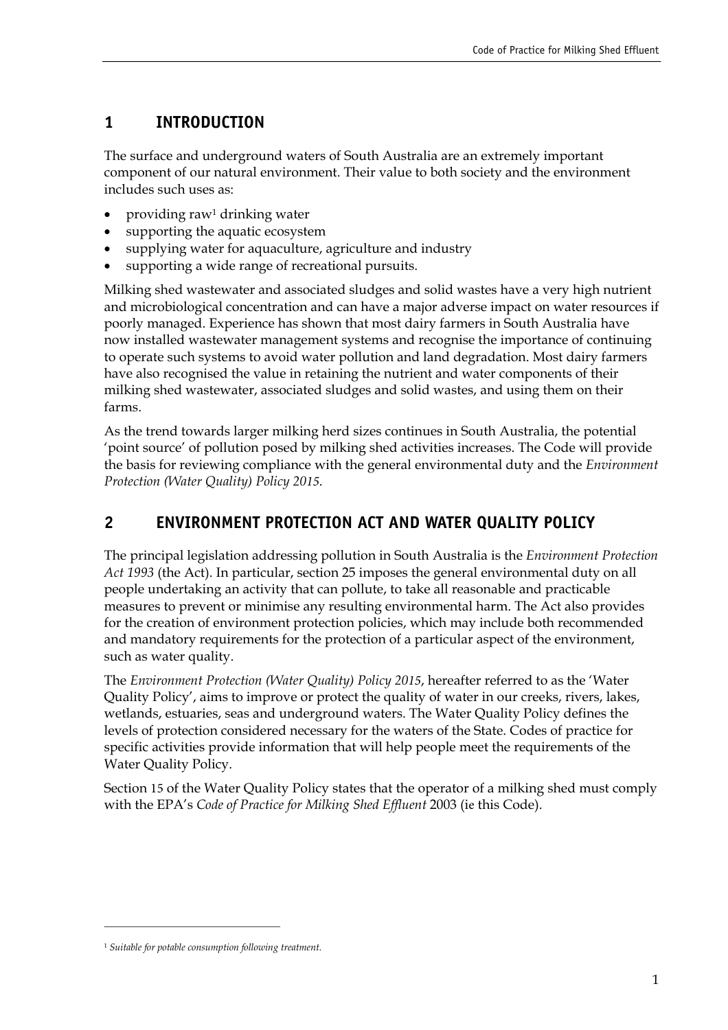# 1 INTRODUCTION

The surface and underground waters of South Australia are an extremely important component of our natural environment. Their value to both society and the environment includes such uses as:

- providing raw[1] drinking water
- supporting the aquatic ecosystem
- supplying water for aquaculture, agriculture and industry
- supporting a wide range of recreational pursuits.

Milking shed wastewater and associated sludges and solid wastes have a very high nutrient and microbiological concentration and can have a major adverse impact on water resources if poorly managed. Experience has shown that most dairy farmers in South Australia have now installed wastewater management systems and recognise the importance of continuing to operate such systems to avoid water pollution and land degradation. Most dairy farmers have also recognised the value in retaining the nutrient and water components of their milking shed wastewater, associated sludges and solid wastes, and using them on their farms.

As the trend towards larger milking herd sizes continues in South Australia, the potential 'point source' of pollution posed by milking shed activities increases. The Code will provide the basis for reviewing compliance with the general environmental duty and the *Environment Protection (Water Quality) Policy 2015*.

# 2 ENVIRONMENT PROTECTION ACT AND WATER QUALITY POLICY

The principal legislation addressing pollution in South Australia is the *Environment Protection Act 1993* (the Act). In particular, section 25 imposes the general environmental duty on all people undertaking an activity that can pollute, to take all reasonable and practicable measures to prevent or minimise any resulting environmental harm. The Act also provides for the creation of environment protection policies, which may include both recommended and mandatory requirements for the protection of a particular aspect of the environment, such as water quality.

The *Environment Protection (Water Quality) Policy 2015*, hereafter referred to as the 'Water Quality Policy', aims to improve or protect the quality of water in our creeks, rivers, lakes, wetlands, estuaries, seas and underground waters. The Water Quality Policy defines the levels of protection considered necessary for the waters of the State. Codes of practice for specific activities provide information that will help people meet the requirements of the Water Quality Policy.

Section 15 of the Water Quality Policy states that the operator of a milking shed must comply with the EPA's *Code of Practice for Milking Shed Effluent* 2003 (ie this Code).

---

[1] *Suitable for potable consumption following treatment.*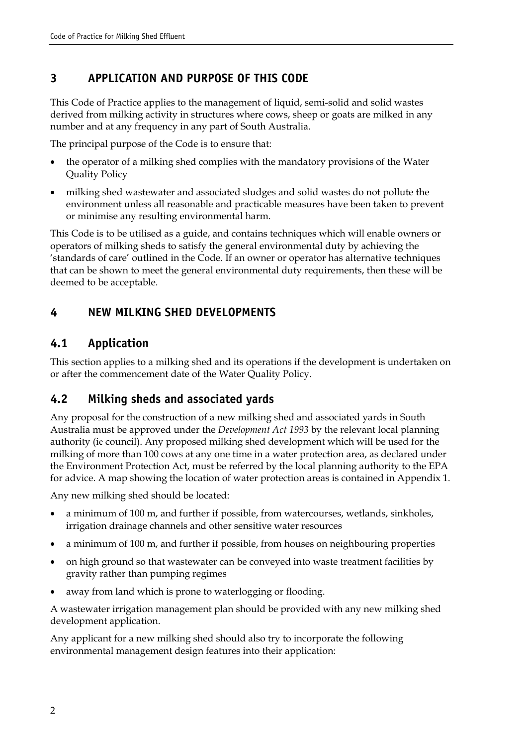## 3 APPLICATION AND PURPOSE OF THIS CODE

This Code of Practice applies to the management of liquid, semi-solid and solid wastes derived from milking activity in structures where cows, sheep or goats are milked in any number and at any frequency in any part of South Australia.

The principal purpose of the Code is to ensure that:

- the operator of a milking shed complies with the mandatory provisions of the Water Quality Policy
- milking shed wastewater and associated sludges and solid wastes do not pollute the environment unless all reasonable and practicable measures have been taken to prevent or minimise any resulting environmental harm.

This Code is to be utilised as a guide, and contains techniques which will enable owners or operators of milking sheds to satisfy the general environmental duty by achieving the 'standards of care' outlined in the Code. If an owner or operator has alternative techniques that can be shown to meet the general environmental duty requirements, then these will be deemed to be acceptable.

## 4 NEW MILKING SHED DEVELOPMENTS

### 4.1 Application

This section applies to a milking shed and its operations if the development is undertaken on or after the commencement date of the Water Quality Policy.

### 4.2 Milking sheds and associated yards

Any proposal for the construction of a new milking shed and associated yards in South Australia must be approved under the *Development Act 1993* by the relevant local planning authority (ie council). Any proposed milking shed development which will be used for the milking of more than 100 cows at any one time in a water protection area, as declared under the Environment Protection Act, must be referred by the local planning authority to the EPA for advice. A map showing the location of water protection areas is contained in Appendix 1.

Any new milking shed should be located:

- a minimum of 100 m, and further if possible, from watercourses, wetlands, sinkholes, irrigation drainage channels and other sensitive water resources
- a minimum of 100 m, and further if possible, from houses on neighbouring properties
- on high ground so that wastewater can be conveyed into waste treatment facilities by gravity rather than pumping regimes
- away from land which is prone to waterlogging or flooding.

A wastewater irrigation management plan should be provided with any new milking shed development application.

Any applicant for a new milking shed should also try to incorporate the following environmental management design features into their application: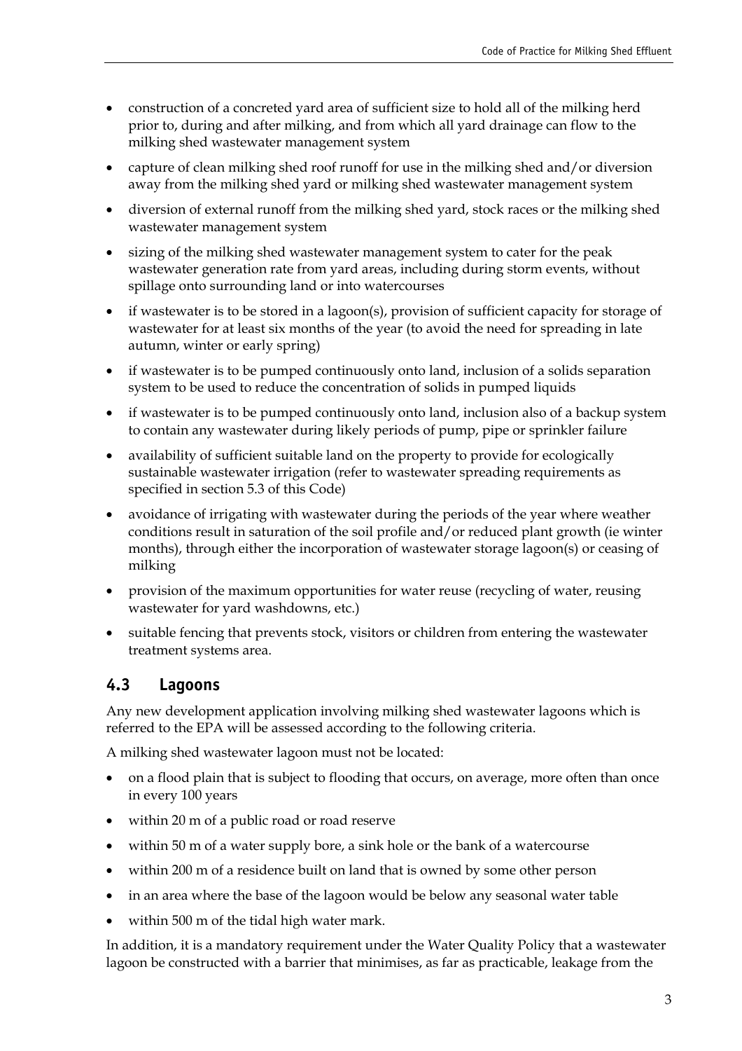- construction of a concreted yard area of sufficient size to hold all of the milking herd prior to, during and after milking, and from which all yard drainage can flow to the milking shed wastewater management system
- capture of clean milking shed roof runoff for use in the milking shed and/or diversion away from the milking shed yard or milking shed wastewater management system
- diversion of external runoff from the milking shed yard, stock races or the milking shed wastewater management system
- sizing of the milking shed wastewater management system to cater for the peak wastewater generation rate from yard areas, including during storm events, without spillage onto surrounding land or into watercourses
- if wastewater is to be stored in a lagoon(s), provision of sufficient capacity for storage of wastewater for at least six months of the year (to avoid the need for spreading in late autumn, winter or early spring)
- if wastewater is to be pumped continuously onto land, inclusion of a solids separation system to be used to reduce the concentration of solids in pumped liquids
- if wastewater is to be pumped continuously onto land, inclusion also of a backup system to contain any wastewater during likely periods of pump, pipe or sprinkler failure
- availability of sufficient suitable land on the property to provide for ecologically sustainable wastewater irrigation (refer to wastewater spreading requirements as specified in section 5.3 of this Code)
- avoidance of irrigating with wastewater during the periods of the year where weather conditions result in saturation of the soil profile and/or reduced plant growth (ie winter months), through either the incorporation of wastewater storage lagoon(s) or ceasing of milking
- provision of the maximum opportunities for water reuse (recycling of water, reusing wastewater for yard washdowns, etc.)
- suitable fencing that prevents stock, visitors or children from entering the wastewater treatment systems area.

## 4.3 Lagoons

Any new development application involving milking shed wastewater lagoons which is referred to the EPA will be assessed according to the following criteria.

A milking shed wastewater lagoon must not be located:

- on a flood plain that is subject to flooding that occurs, on average, more often than once in every 100 years
- within 20 m of a public road or road reserve
- within 50 m of a water supply bore, a sink hole or the bank of a watercourse
- within 200 m of a residence built on land that is owned by some other person
- in an area where the base of the lagoon would be below any seasonal water table
- within 500 m of the tidal high water mark.

In addition, it is a mandatory requirement under the Water Quality Policy that a wastewater lagoon be constructed with a barrier that minimises, as far as practicable, leakage from the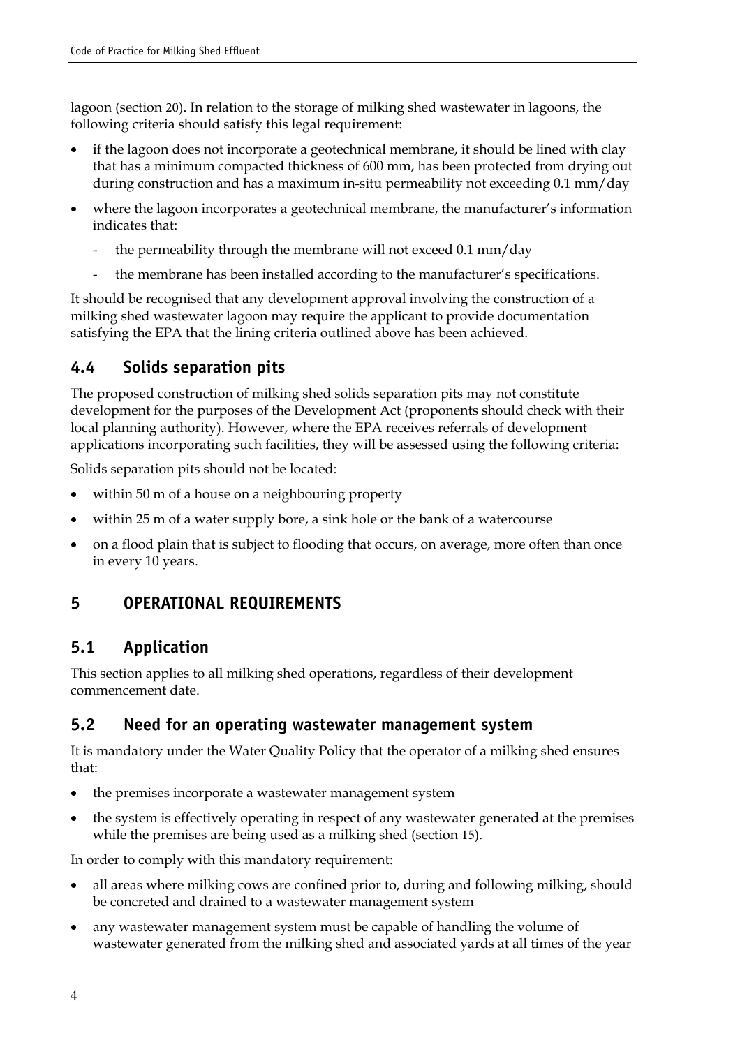lagoon (section 20). In relation to the storage of milking shed wastewater in lagoons, the following criteria should satisfy this legal requirement:

- if the lagoon does not incorporate a geotechnical membrane, it should be lined with clay that has a minimum compacted thickness of 600 mm, has been protected from drying out during construction and has a maximum in-situ permeability not exceeding 0.1 mm/day
- where the lagoon incorporates a geotechnical membrane, the manufacturer's information indicates that:
  - the permeability through the membrane will not exceed 0.1 mm/day
  - the membrane has been installed according to the manufacturer's specifications.

It should be recognised that any development approval involving the construction of a milking shed wastewater lagoon may require the applicant to provide documentation satisfying the EPA that the lining criteria outlined above has been achieved.

## 4.4 Solids separation pits

The proposed construction of milking shed solids separation pits may not constitute development for the purposes of the Development Act (proponents should check with their local planning authority). However, where the EPA receives referrals of development applications incorporating such facilities, they will be assessed using the following criteria:

Solids separation pits should not be located:

- within 50 m of a house on a neighbouring property
- within 25 m of a water supply bore, a sink hole or the bank of a watercourse
- on a flood plain that is subject to flooding that occurs, on average, more often than once in every 10 years.

# 5 OPERATIONAL REQUIREMENTS

## 5.1 Application

This section applies to all milking shed operations, regardless of their development commencement date.

## 5.2 Need for an operating wastewater management system

It is mandatory under the Water Quality Policy that the operator of a milking shed ensures that:

- the premises incorporate a wastewater management system
- the system is effectively operating in respect of any wastewater generated at the premises while the premises are being used as a milking shed (section 15).

In order to comply with this mandatory requirement:

- all areas where milking cows are confined prior to, during and following milking, should be concreted and drained to a wastewater management system
- any wastewater management system must be capable of handling the volume of wastewater generated from the milking shed and associated yards at all times of the year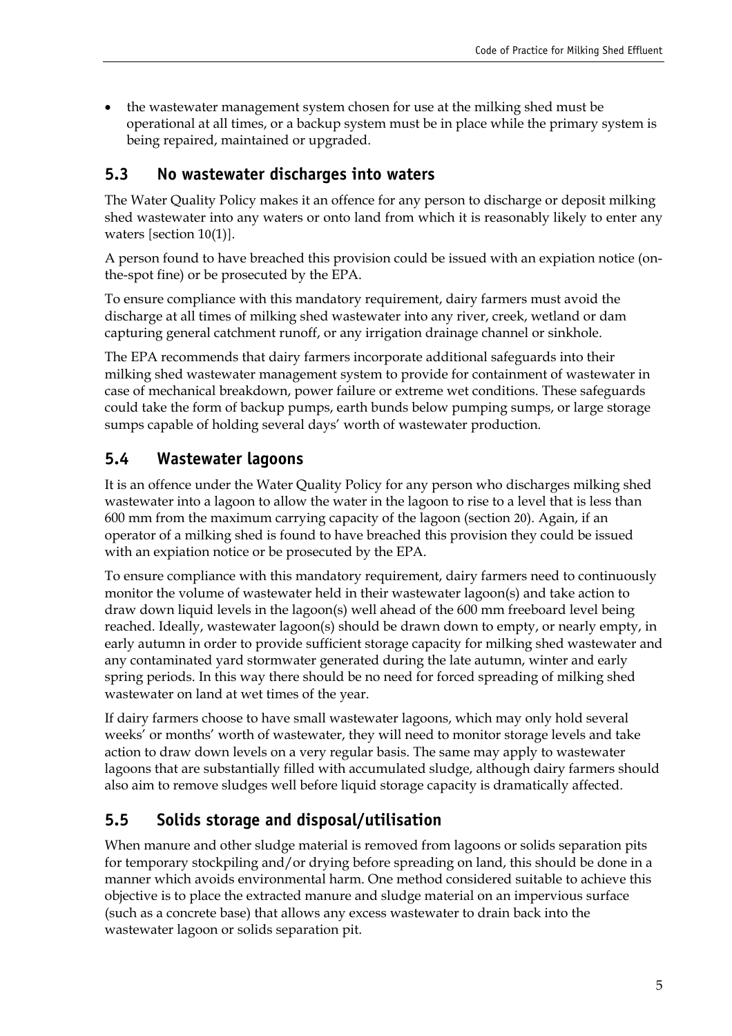- the wastewater management system chosen for use at the milking shed must be operational at all times, or a backup system must be in place while the primary system is being repaired, maintained or upgraded.

## 5.3 No wastewater discharges into waters

The Water Quality Policy makes it an offence for any person to discharge or deposit milking shed wastewater into any waters or onto land from which it is reasonably likely to enter any waters [section 10(1)].

A person found to have breached this provision could be issued with an expiation notice (on-the-spot fine) or be prosecuted by the EPA.

To ensure compliance with this mandatory requirement, dairy farmers must avoid the discharge at all times of milking shed wastewater into any river, creek, wetland or dam capturing general catchment runoff, or any irrigation drainage channel or sinkhole.

The EPA recommends that dairy farmers incorporate additional safeguards into their milking shed wastewater management system to provide for containment of wastewater in case of mechanical breakdown, power failure or extreme wet conditions. These safeguards could take the form of backup pumps, earth bunds below pumping sumps, or large storage sumps capable of holding several days' worth of wastewater production.

## 5.4 Wastewater lagoons

It is an offence under the Water Quality Policy for any person who discharges milking shed wastewater into a lagoon to allow the water in the lagoon to rise to a level that is less than 600 mm from the maximum carrying capacity of the lagoon (section 20). Again, if an operator of a milking shed is found to have breached this provision they could be issued with an expiation notice or be prosecuted by the EPA.

To ensure compliance with this mandatory requirement, dairy farmers need to continuously monitor the volume of wastewater held in their wastewater lagoon(s) and take action to draw down liquid levels in the lagoon(s) well ahead of the 600 mm freeboard level being reached. Ideally, wastewater lagoon(s) should be drawn down to empty, or nearly empty, in early autumn in order to provide sufficient storage capacity for milking shed wastewater and any contaminated yard stormwater generated during the late autumn, winter and early spring periods. In this way there should be no need for forced spreading of milking shed wastewater on land at wet times of the year.

If dairy farmers choose to have small wastewater lagoons, which may only hold several weeks' or months' worth of wastewater, they will need to monitor storage levels and take action to draw down levels on a very regular basis. The same may apply to wastewater lagoons that are substantially filled with accumulated sludge, although dairy farmers should also aim to remove sludges well before liquid storage capacity is dramatically affected.

## 5.5 Solids storage and disposal/utilisation

When manure and other sludge material is removed from lagoons or solids separation pits for temporary stockpiling and/or drying before spreading on land, this should be done in a manner which avoids environmental harm. One method considered suitable to achieve this objective is to place the extracted manure and sludge material on an impervious surface (such as a concrete base) that allows any excess wastewater to drain back into the wastewater lagoon or solids separation pit.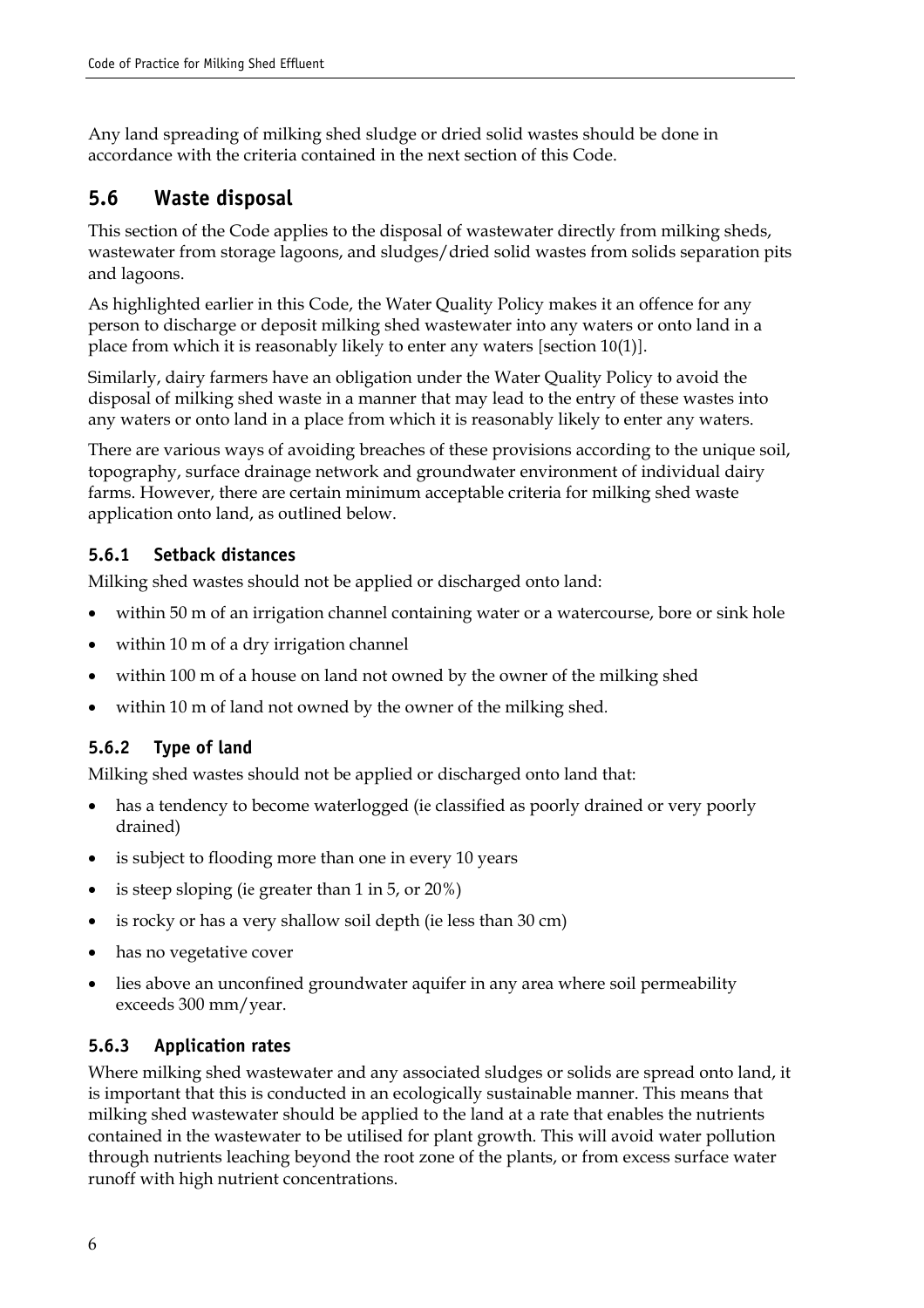Any land spreading of milking shed sludge or dried solid wastes should be done in accordance with the criteria contained in the next section of this Code.

## 5.6 Waste disposal

This section of the Code applies to the disposal of wastewater directly from milking sheds, wastewater from storage lagoons, and sludges/dried solid wastes from solids separation pits and lagoons.

As highlighted earlier in this Code, the Water Quality Policy makes it an offence for any person to discharge or deposit milking shed wastewater into any waters or onto land in a place from which it is reasonably likely to enter any waters [section 10(1)].

Similarly, dairy farmers have an obligation under the Water Quality Policy to avoid the disposal of milking shed waste in a manner that may lead to the entry of these wastes into any waters or onto land in a place from which it is reasonably likely to enter any waters.

There are various ways of avoiding breaches of these provisions according to the unique soil, topography, surface drainage network and groundwater environment of individual dairy farms. However, there are certain minimum acceptable criteria for milking shed waste application onto land, as outlined below.

### 5.6.1 Setback distances

Milking shed wastes should not be applied or discharged onto land:

- within 50 m of an irrigation channel containing water or a watercourse, bore or sink hole
- within 10 m of a dry irrigation channel
- within 100 m of a house on land not owned by the owner of the milking shed
- within 10 m of land not owned by the owner of the milking shed.

### 5.6.2 Type of land

Milking shed wastes should not be applied or discharged onto land that:

- has a tendency to become waterlogged (ie classified as poorly drained or very poorly drained)
- is subject to flooding more than one in every 10 years
- is steep sloping (ie greater than 1 in 5, or 20%)
- is rocky or has a very shallow soil depth (ie less than 30 cm)
- has no vegetative cover
- lies above an unconfined groundwater aquifer in any area where soil permeability exceeds 300 mm/year.

### 5.6.3 Application rates

Where milking shed wastewater and any associated sludges or solids are spread onto land, it is important that this is conducted in an ecologically sustainable manner. This means that milking shed wastewater should be applied to the land at a rate that enables the nutrients contained in the wastewater to be utilised for plant growth. This will avoid water pollution through nutrients leaching beyond the root zone of the plants, or from excess surface water runoff with high nutrient concentrations.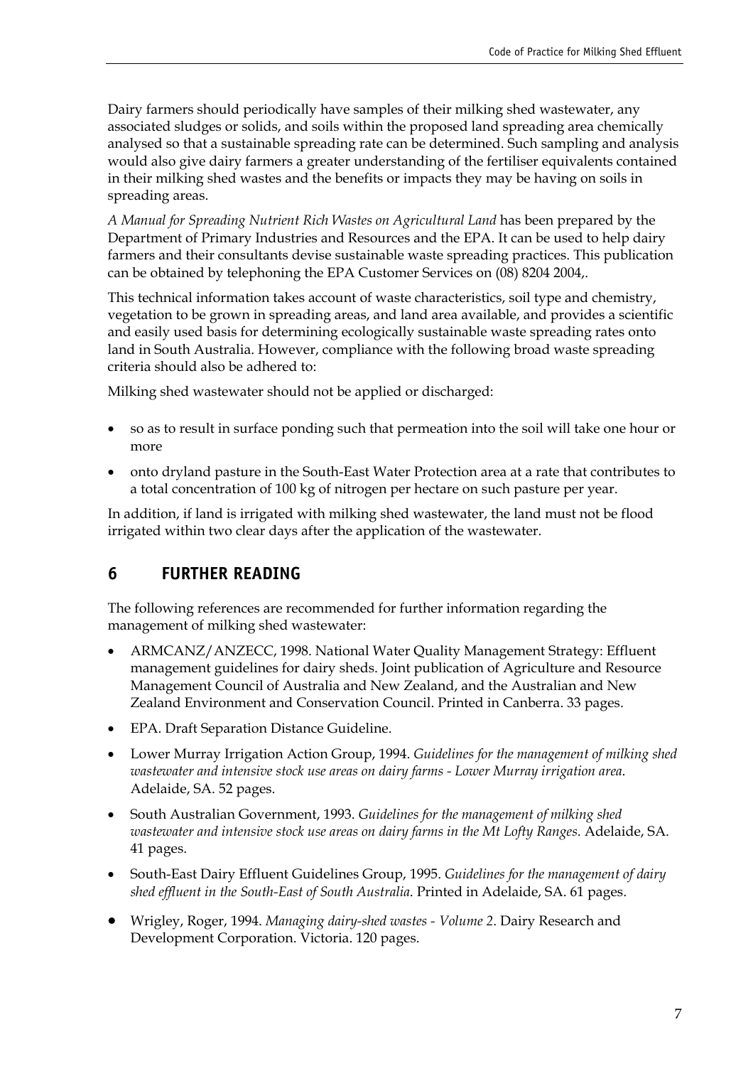Dairy farmers should periodically have samples of their milking shed wastewater, any associated sludges or solids, and soils within the proposed land spreading area chemically analysed so that a sustainable spreading rate can be determined. Such sampling and analysis would also give dairy farmers a greater understanding of the fertiliser equivalents contained in their milking shed wastes and the benefits or impacts they may be having on soils in spreading areas.

*A Manual for Spreading Nutrient Rich Wastes on Agricultural Land* has been prepared by the Department of Primary Industries and Resources and the EPA. It can be used to help dairy farmers and their consultants devise sustainable waste spreading practices. This publication can be obtained by telephoning the EPA Customer Services on (08) 8204 2004,.

This technical information takes account of waste characteristics, soil type and chemistry, vegetation to be grown in spreading areas, and land area available, and provides a scientific and easily used basis for determining ecologically sustainable waste spreading rates onto land in South Australia. However, compliance with the following broad waste spreading criteria should also be adhered to:

Milking shed wastewater should not be applied or discharged:

- so as to result in surface ponding such that permeation into the soil will take one hour or more
- onto dryland pasture in the South-East Water Protection area at a rate that contributes to a total concentration of 100 kg of nitrogen per hectare on such pasture per year.

In addition, if land is irrigated with milking shed wastewater, the land must not be flood irrigated within two clear days after the application of the wastewater.

## 6 FURTHER READING

The following references are recommended for further information regarding the management of milking shed wastewater:

- ARMCANZ/ANZECC, 1998. National Water Quality Management Strategy: Effluent management guidelines for dairy sheds. Joint publication of Agriculture and Resource Management Council of Australia and New Zealand, and the Australian and New Zealand Environment and Conservation Council. Printed in Canberra. 33 pages.
- EPA. Draft Separation Distance Guideline.
- Lower Murray Irrigation Action Group, 1994. *Guidelines for the management of milking shed wastewater and intensive stock use areas on dairy farms - Lower Murray irrigation area*. Adelaide, SA. 52 pages.
- South Australian Government, 1993. *Guidelines for the management of milking shed wastewater and intensive stock use areas on dairy farms in the Mt Lofty Ranges*. Adelaide, SA. 41 pages.
- South-East Dairy Effluent Guidelines Group, 1995. *Guidelines for the management of dairy shed effluent in the South-East of South Australia*. Printed in Adelaide, SA. 61 pages.
- Wrigley, Roger, 1994. *Managing dairy-shed wastes - Volume 2*. Dairy Research and Development Corporation. Victoria. 120 pages.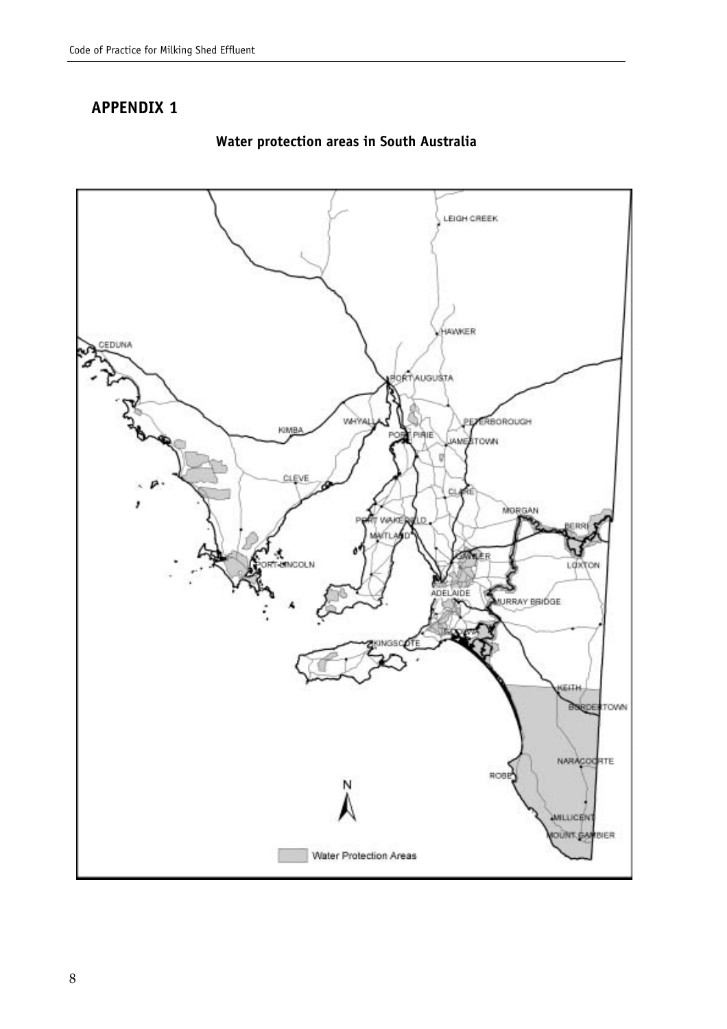# APPENDIX 1

**Water protection areas in South Australia**

LEIGH CREEK

HAWKER

CEDUNA

PORT AUGUSTA

WHYALLA

PETERBOROUGH

KIMBA

PORT PIRIE

JAMESTOWN

CLEVE

CLARE

MORGAN

PORT WAKEFIELD

BERRI

MAITLAND

GAWLER

PORT LINCOLN

LOXTON

ADELAIDE

MURRAY BRIDGE

KINGSCOTE

KEITH

BORDERTOWN

NARACOORTE

ROBE

N

MILLICENT

MOUNT GAMBIER

Water Protection Areas